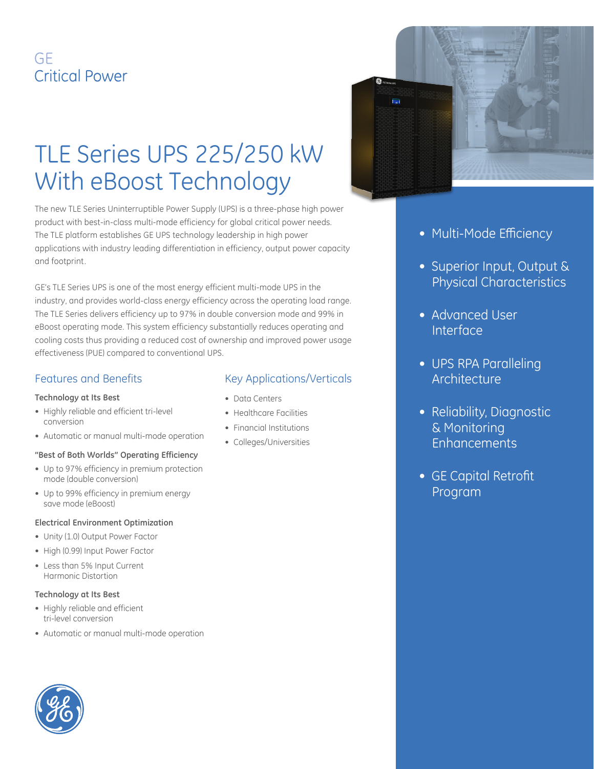GE
Critical Power

# TLE Series UPS 225/250 kW With eBoost Technology

The new TLE Series Uninterruptible Power Supply (UPS) is a three-phase high power product with best-in-class multi-mode efficiency for global critical power needs. The TLE platform establishes GE UPS technology leadership in high power applications with industry leading differentiation in efficiency, output power capacity and footprint.

GE's TLE Series UPS is one of the most energy efficient multi-mode UPS in the industry, and provides world-class energy efficiency across the operating load range. The TLE Series delivers efficiency up to 97% in double conversion mode and 99% in eBoost operating mode. This system efficiency substantially reduces operating and cooling costs thus providing a reduced cost of ownership and improved power usage effectiveness (PUE) compared to conventional UPS.

## Features and Benefits

**Technology at Its Best**

- Highly reliable and efficient tri-level conversion
- Automatic or manual multi-mode operation

**"Best of Both Worlds" Operating Efficiency**

- Up to 97% efficiency in premium protection mode (double conversion)
- Up to 99% efficiency in premium energy save mode (eBoost)

**Electrical Environment Optimization**

- Unity (1.0) Output Power Factor
- High (0.99) Input Power Factor
- Less than 5% Input Current Harmonic Distortion

**Technology at Its Best**

- Highly reliable and efficient tri-level conversion
- Automatic or manual multi-mode operation

## Key Applications/Verticals

- Data Centers
- Healthcare Facilities
- Financial Institutions
- Colleges/Universities

- Multi-Mode Efficiency
- Superior Input, Output & Physical Characteristics
- Advanced User Interface
- UPS RPA Paralleling Architecture
- Reliability, Diagnostic & Monitoring Enhancements
- GE Capital Retrofit Program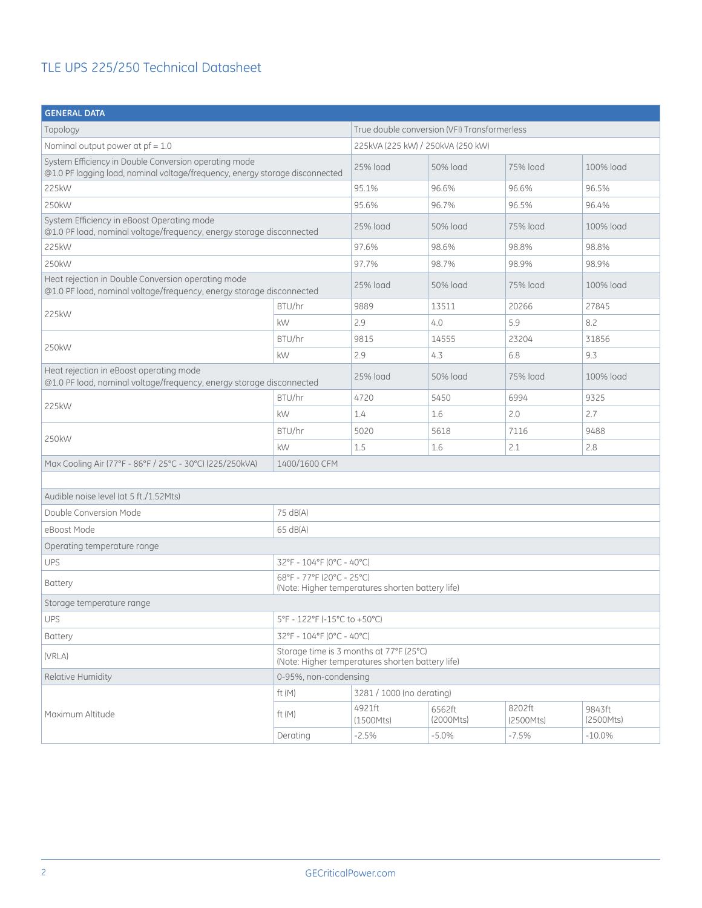## TLE UPS 225/250 Technical Datasheet

| GENERAL DATA | | | | | |
|---|---|---|---|---|---|
| Topology | | True double conversion (VFI) Transformerless | | | |
| Nominal output power at pf = 1.0 | | 225kVA (225 kW) / 250kVA (250 kW) | | | |
| System Efficiency in Double Conversion operating mode @1.0 PF lagging load, nominal voltage/frequency, energy storage disconnected | | 25% load | 50% load | 75% load | 100% load |
| 225kW | | 95.1% | 96.6% | 96.6% | 96.5% |
| 250kW | | 95.6% | 96.7% | 96.5% | 96.4% |
| System Efficiency in eBoost Operating mode @1.0 PF load, nominal voltage/frequency, energy storage disconnected | | 25% load | 50% load | 75% load | 100% load |
| 225kW | | 97.6% | 98.6% | 98.8% | 98.8% |
| 250kW | | 97.7% | 98.7% | 98.9% | 98.9% |
| Heat rejection in Double Conversion operating mode @1.0 PF load, nominal voltage/frequency, energy storage disconnected | | 25% load | 50% load | 75% load | 100% load |
| 225kW | BTU/hr | 9889 | 13511 | 20266 | 27845 |
| | kW | 2.9 | 4.0 | 5.9 | 8.2 |
| 250kW | BTU/hr | 9815 | 14555 | 23204 | 31856 |
| | kW | 2.9 | 4.3 | 6.8 | 9.3 |
| Heat rejection in eBoost operating mode @1.0 PF load, nominal voltage/frequency, energy storage disconnected | | 25% load | 50% load | 75% load | 100% load |
| 225kW | BTU/hr | 4720 | 5450 | 6994 | 9325 |
| | kW | 1.4 | 1.6 | 2.0 | 2.7 |
| 250kW | BTU/hr | 5020 | 5618 | 7116 | 9488 |
| | kW | 1.5 | 1.6 | 2.1 | 2.8 |
| Max Cooling Air (77°F - 86°F / 25°C - 30°C) (225/250kVA) | 1400/1600 CFM | | | | |
| | | | | | |
| Audible noise level (at 5 ft./1.52Mts) | | | | | |
| Double Conversion Mode | 75 dB(A) | | | | |
| eBoost Mode | 65 dB(A) | | | | |
| Operating temperature range | | | | | |
| UPS | 32°F - 104°F (0°C - 40°C) | | | | |
| Battery | 68°F - 77°F (20°C - 25°C) (Note: Higher temperatures shorten battery life) | | | | |
| Storage temperature range | | | | | |
| UPS | 5°F - 122°F (-15°C to +50°C) | | | | |
| Battery | 32°F - 104°F (0°C - 40°C) | | | | |
| (VRLA) | Storage time is 3 months at 77°F (25°C) (Note: Higher temperatures shorten battery life) | | | | |
| Relative Humidity | 0-95%, non-condensing | | | | |
| Maximum Altitude | ft (M) | 3281 / 1000 (no derating) | | | |
| | ft (M) | 4921ft (1500Mts) | 6562ft (2000Mts) | 8202ft (2500Mts) | 9843ft (2500Mts) |
| | Derating | -2.5% | -5.0% | -7.5% | -10.0% |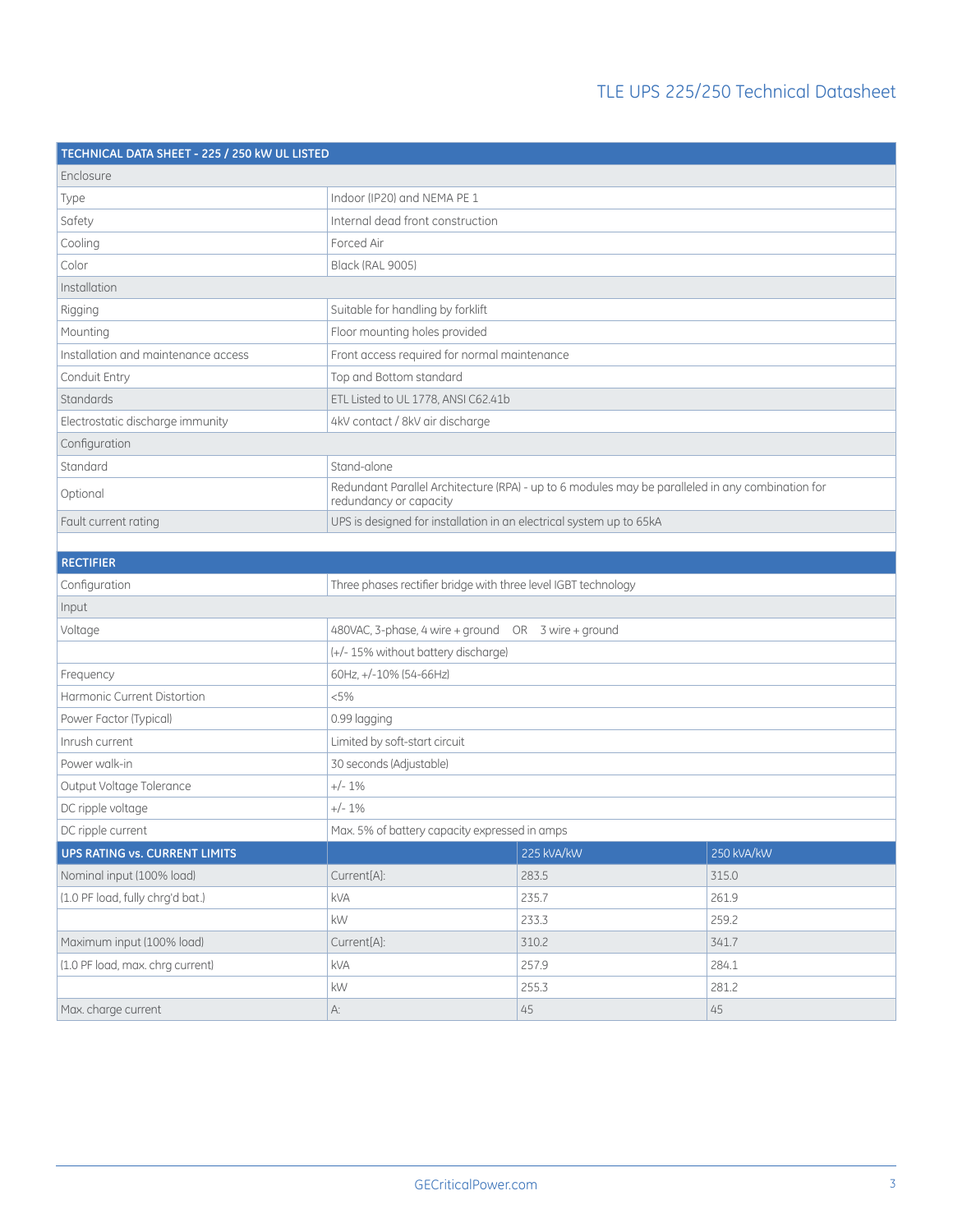| TECHNICAL DATA SHEET - 225 / 250 kW UL LISTED | |
|---|---|
| Enclosure | |
| Type | Indoor (IP20) and NEMA PE 1 |
| Safety | Internal dead front construction |
| Cooling | Forced Air |
| Color | Black (RAL 9005) |
| Installation | |
| Rigging | Suitable for handling by forklift |
| Mounting | Floor mounting holes provided |
| Installation and maintenance access | Front access required for normal maintenance |
| Conduit Entry | Top and Bottom standard |
| Standards | ETL Listed to UL 1778, ANSI C62.41b |
| Electrostatic discharge immunity | 4kV contact / 8kV air discharge |
| Configuration | |
| Standard | Stand-alone |
| Optional | Redundant Parallel Architecture (RPA) - up to 6 modules may be paralleled in any combination for redundancy or capacity |
| Fault current rating | UPS is designed for installation in an electrical system up to 65kA |

| RECTIFIER | | | |
|---|---|---|---|
| Configuration | Three phases rectifier bridge with three level IGBT technology | | |
| Input | | | |
| Voltage | 480VAC, 3-phase, 4 wire + ground OR 3 wire + ground | | |
| | (+/- 15% without battery discharge) | | |
| Frequency | 60Hz, +/-10% (54-66Hz) | | |
| Harmonic Current Distortion | <5% | | |
| Power Factor (Typical) | 0.99 lagging | | |
| Inrush current | Limited by soft-start circuit | | |
| Power walk-in | 30 seconds (Adjustable) | | |
| Output Voltage Tolerance | +/- 1% | | |
| DC ripple voltage | +/- 1% | | |
| DC ripple current | Max. 5% of battery capacity expressed in amps | | |
| **UPS RATING vs. CURRENT LIMITS** | | **225 kVA/kW** | **250 kVA/kW** |
| Nominal input (100% load) | Current[A]: | 283.5 | 315.0 |
| (1.0 PF load, fully chrg'd bat.) | kVA | 235.7 | 261.9 |
| | kW | 233.3 | 259.2 |
| Maximum input (100% load) | Current[A]: | 310.2 | 341.7 |
| (1.0 PF load, max. chrg current) | kVA | 257.9 | 284.1 |
| | kW | 255.3 | 281.2 |
| Max. charge current | A: | 45 | 45 |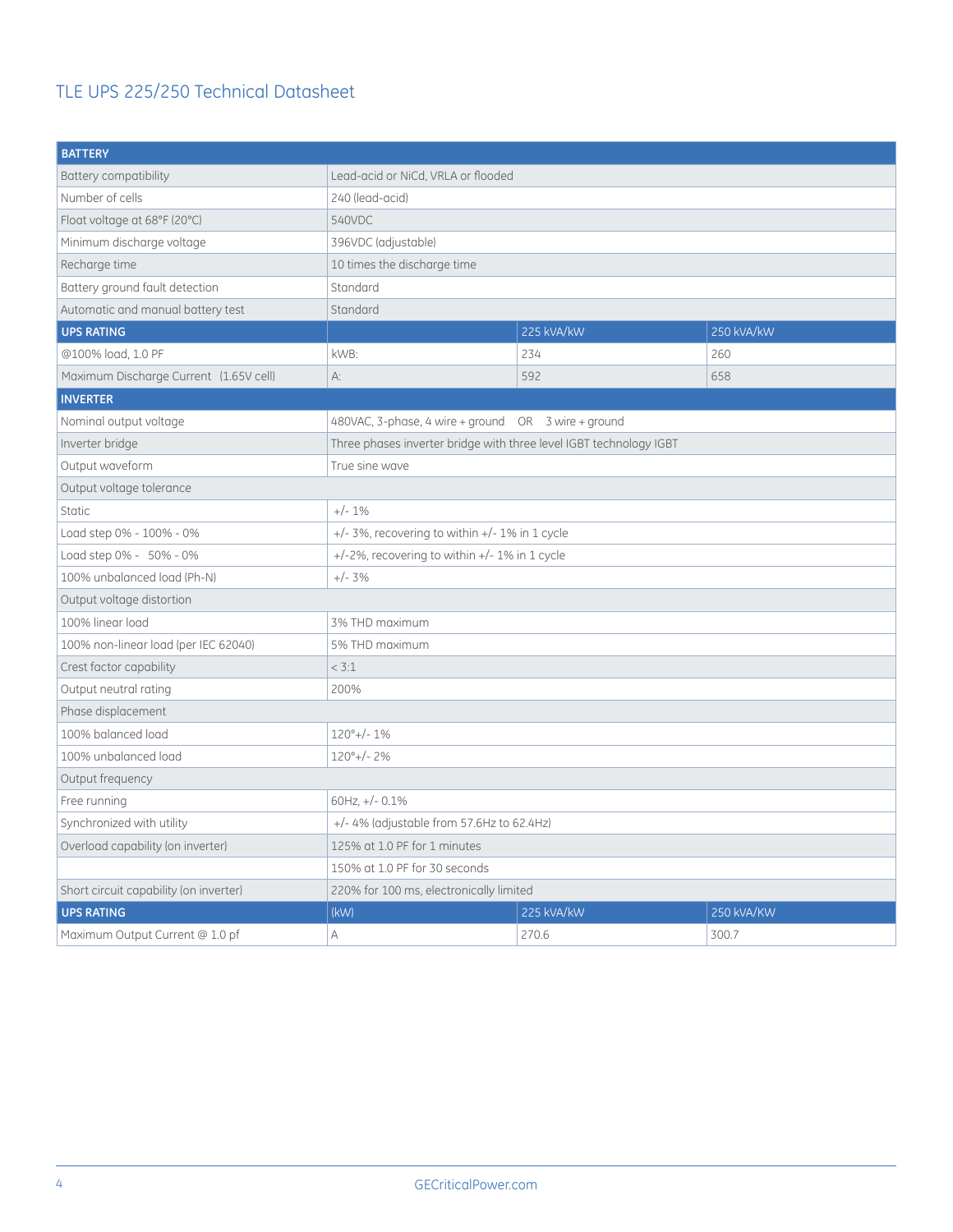## TLE UPS 225/250 Technical Datasheet

| BATTERY | | | |
|---|---|---|---|
| Battery compatibility | Lead-acid or NiCd, VRLA or flooded | | |
| Number of cells | 240 (lead-acid) | | |
| Float voltage at 68°F (20°C) | 540VDC | | |
| Minimum discharge voltage | 396VDC (adjustable) | | |
| Recharge time | 10 times the discharge time | | |
| Battery ground fault detection | Standard | | |
| Automatic and manual battery test | Standard | | |
| **UPS RATING** | | 225 kVA/kW | 250 kVA/kW |
| @100% load, 1.0 PF | kWB: | 234 | 260 |
| Maximum Discharge Current (1.65V cell) | A: | 592 | 658 |
| **INVERTER** | | | |
| Nominal output voltage | 480VAC, 3-phase, 4 wire + ground OR 3 wire + ground | | |
| Inverter bridge | Three phases inverter bridge with three level IGBT technology IGBT | | |
| Output waveform | True sine wave | | |
| Output voltage tolerance | | | |
| Static | +/- 1% | | |
| Load step 0% - 100% - 0% | +/- 3%, recovering to within +/- 1% in 1 cycle | | |
| Load step 0% - 50% - 0% | +/-2%, recovering to within +/- 1% in 1 cycle | | |
| 100% unbalanced load (Ph-N) | +/- 3% | | |
| Output voltage distortion | | | |
| 100% linear load | 3% THD maximum | | |
| 100% non-linear load (per IEC 62040) | 5% THD maximum | | |
| Crest factor capability | < 3:1 | | |
| Output neutral rating | 200% | | |
| Phase displacement | | | |
| 100% balanced load | 120°+/- 1% | | |
| 100% unbalanced load | 120°+/- 2% | | |
| Output frequency | | | |
| Free running | 60Hz, +/- 0.1% | | |
| Synchronized with utility | +/- 4% (adjustable from 57.6Hz to 62.4Hz) | | |
| Overload capability (on inverter) | 125% at 1.0 PF for 1 minutes | | |
| | 150% at 1.0 PF for 30 seconds | | |
| Short circuit capability (on inverter) | 220% for 100 ms, electronically limited | | |
| **UPS RATING** | (kW) | 225 kVA/kW | 250 kVA/KW |
| Maximum Output Current @ 1.0 pf | A | 270.6 | 300.7 |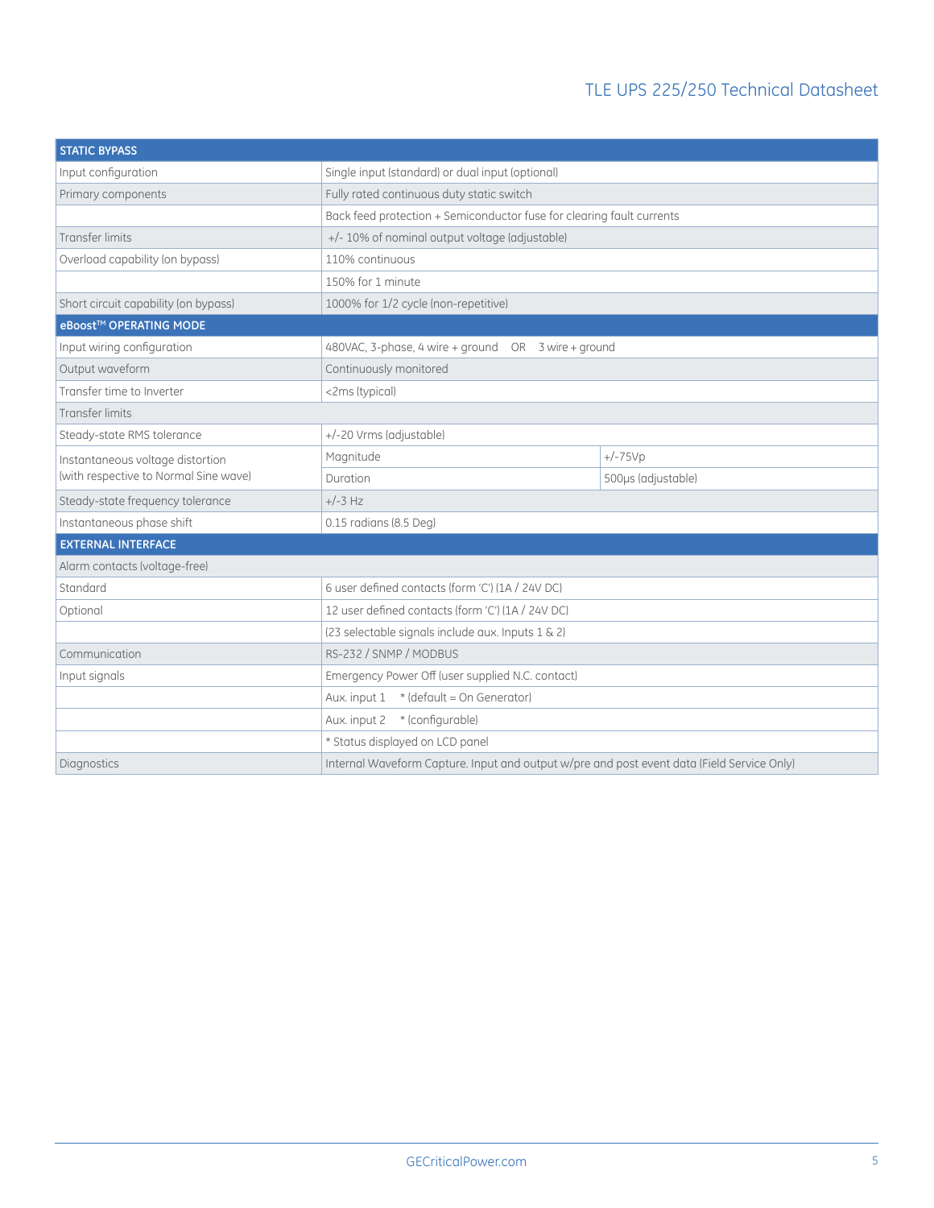| STATIC BYPASS | | |
|---|---|---|
| Input configuration | Single input (standard) or dual input (optional) | |
| Primary components | Fully rated continuous duty static switch | |
| | Back feed protection + Semiconductor fuse for clearing fault currents | |
| Transfer limits | +/- 10% of nominal output voltage (adjustable) | |
| Overload capability (on bypass) | 110% continuous | |
| | 150% for 1 minute | |
| Short circuit capability (on bypass) | 1000% for 1/2 cycle (non-repetitive) | |
| **eBoost™ OPERATING MODE** | | |
| Input wiring configuration | 480VAC, 3-phase, 4 wire + ground OR 3 wire + ground | |
| Output waveform | Continuously monitored | |
| Transfer time to Inverter | <2ms (typical) | |
| Transfer limits | | |
| Steady-state RMS tolerance | +/-20 Vrms (adjustable) | |
| Instantaneous voltage distortion (with respective to Normal Sine wave) | Magnitude | +/-75Vp |
| | Duration | 500µs (adjustable) |
| Steady-state frequency tolerance | +/-3 Hz | |
| Instantaneous phase shift | 0.15 radians (8.5 Deg) | |
| **EXTERNAL INTERFACE** | | |
| Alarm contacts (voltage-free) | | |
| Standard | 6 user defined contacts (form 'C') (1A / 24V DC) | |
| Optional | 12 user defined contacts (form 'C') (1A / 24V DC) | |
| | (23 selectable signals include aux. Inputs 1 & 2) | |
| Communication | RS-232 / SNMP / MODBUS | |
| Input signals | Emergency Power Off (user supplied N.C. contact) | |
| | Aux. input 1 * (default = On Generator) | |
| | Aux. input 2 * (configurable) | |
| | * Status displayed on LCD panel | |
| Diagnostics | Internal Waveform Capture. Input and output w/pre and post event data (Field Service Only) | |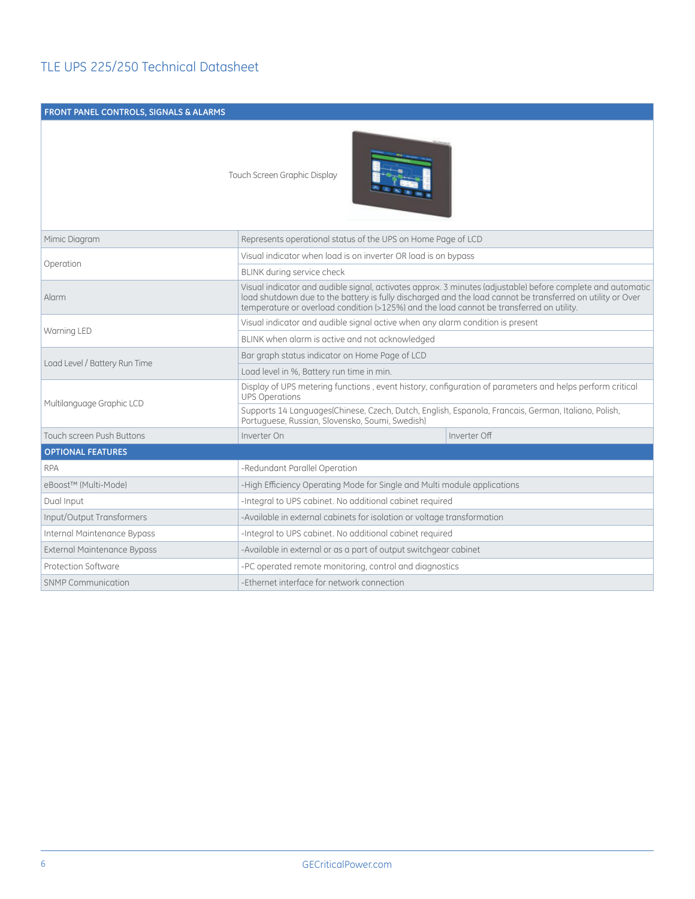## TLE UPS 225/250 Technical Datasheet

| FRONT PANEL CONTROLS, SIGNALS & ALARMS | | |
|---|---|---|
| Touch Screen Graphic Display | | |
| Mimic Diagram | Represents operational status of the UPS on Home Page of LCD | |
| Operation | Visual indicator when load is on inverter OR load is on bypass | |
| | BLINK during service check | |
| Alarm | Visual indicator and audible signal, activates approx. 3 minutes (adjustable) before complete and automatic load shutdown due to the battery is fully discharged and the load cannot be transferred on utility or Over temperature or overload condition (>125%) and the load cannot be transferred on utility. | |
| Warning LED | Visual indicator and audible signal active when any alarm condition is present | |
| | BLINK when alarm is active and not acknowledged | |
| Load Level / Battery Run Time | Bar graph status indicator on Home Page of LCD | |
| | Load level in %, Battery run time in min. | |
| Multilanguage Graphic LCD | Display of UPS metering functions , event history, configuration of parameters and helps perform critical UPS Operations | |
| | Supports 14 Languages(Chinese, Czech, Dutch, English, Espanola, Francais, German, Italiano, Polish, Portuguese, Russian, Slovensko, Soumi, Swedish) | |
| Touch screen Push Buttons | Inverter On | Inverter Off |
| **OPTIONAL FEATURES** | | |
| RPA | -Redundant Parallel Operation | |
| eBoost™ (Multi-Mode) | -High Efficiency Operating Mode for Single and Multi module applications | |
| Dual Input | -Integral to UPS cabinet. No additional cabinet required | |
| Input/Output Transformers | -Available in external cabinets for isolation or voltage transformation | |
| Internal Maintenance Bypass | -Integral to UPS cabinet. No additional cabinet required | |
| External Maintenance Bypass | -Available in external or as a part of output switchgear cabinet | |
| Protection Software | -PC operated remote monitoring, control and diagnostics | |
| SNMP Communication | -Ethernet interface for network connection | |

GECriticalPower.com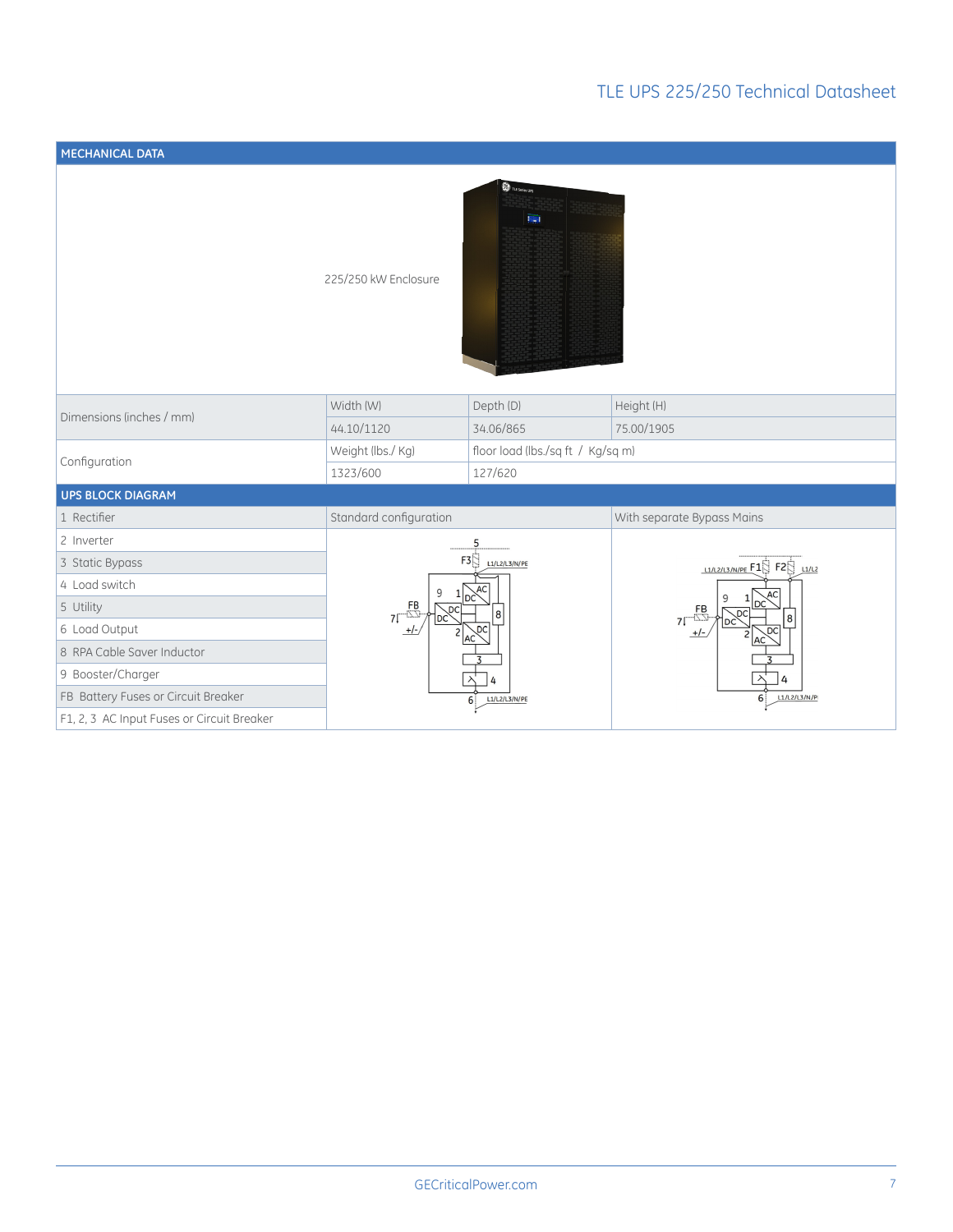## MECHANICAL DATA

225/250 kW Enclosure

| | | | |
|---|---|---|---|
| Dimensions (inches / mm) | Width (W) | Depth (D) | Height (H) |
| | 44.10/1120 | 34.06/865 | 75.00/1905 |
| Configuration | Weight (lbs./ Kg) | floor load (lbs./sq ft / Kg/sq m) | |
| | 1323/600 | 127/620 | |

## UPS BLOCK DIAGRAM

| | Standard configuration | With separate Bypass Mains |
|---|---|---|
| 1 Rectifier | | |
| 2 Inverter | | |
| 3 Static Bypass | | |
| 4 Load switch | | |
| 5 Utility | | |
| 6 Load Output | | |
| 8 RPA Cable Saver Inductor | | |
| 9 Booster/Charger | | |
| FB Battery Fuses or Circuit Breaker | | |
| F1, 2, 3 AC Input Fuses or Circuit Breaker | | |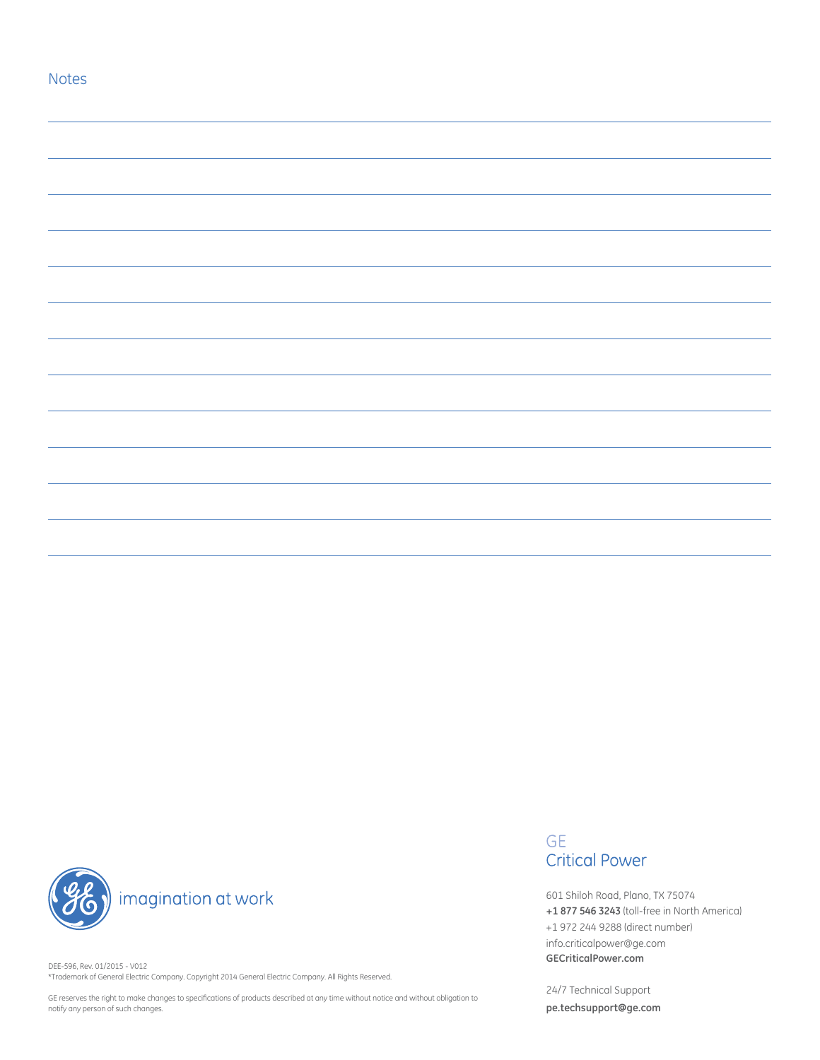## Notes

imagination at work

DEE-596, Rev. 01/2015 - V012
*Trademark of General Electric Company. Copyright 2014 General Electric Company. All Rights Reserved.

GE reserves the right to make changes to specifications of products described at any time without notice and without obligation to notify any person of such changes.

GE
Critical Power

601 Shiloh Road, Plano, TX 75074
**+1 877 546 3243** (toll-free in North America)
+1 972 244 9288 (direct number)
info.criticalpower@ge.com
**GECriticalPower.com**

24/7 Technical Support
**pe.techsupport@ge.com**